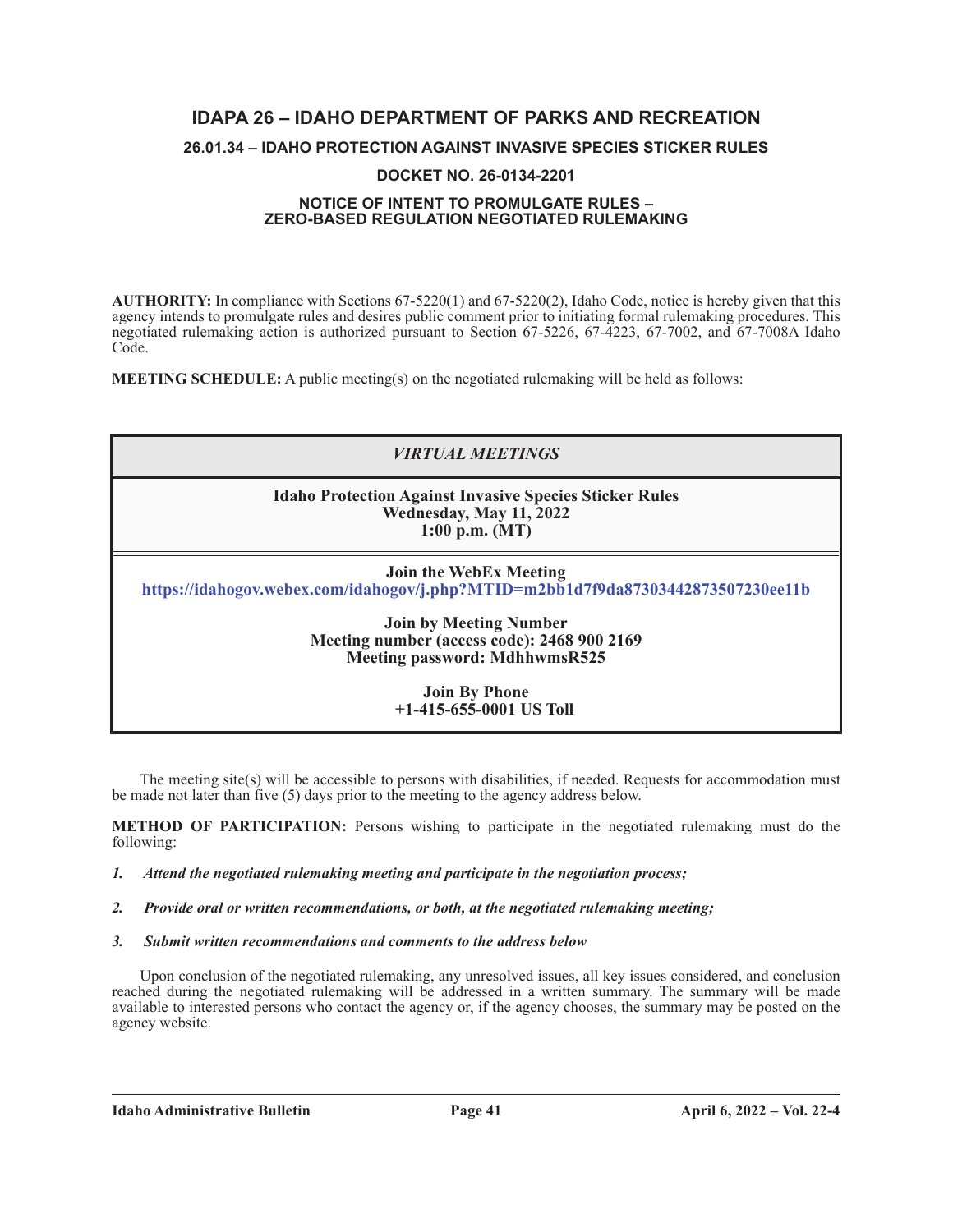# IDAPA 26 – IDAHO DEPARTMENT OF PARKS AND RECREATION

## 26.01.34 – IDAHO PROTECTION AGAINST INVASIVE SPECIES STICKER RULES

### DOCKET NO. 26-0134-2201

### NOTICE OF INTENT TO PROMULGATE RULES – ZERO-BASED REGULATION NEGOTIATED RULEMAKING

**AUTHORITY:** In compliance with Sections 67-5220(1) and 67-5220(2), Idaho Code, notice is hereby given that this agency intends to promulgate rules and desires public comment prior to initiating formal rulemaking procedures. This negotiated rulemaking action is authorized pursuant to Section 67-5226, 67-4223, 67-7002, and 67-7008A Idaho Code.

**MEETING SCHEDULE:** A public meeting(s) on the negotiated rulemaking will be held as follows:

| ***VIRTUAL MEETINGS*** |
|---|
| **Idaho Protection Against Invasive Species Sticker Rules**<br>**Wednesday, May 11, 2022**<br>**1:00 p.m. (MT)** |
| **Join the WebEx Meeting**<br>**https://idahogov.webex.com/idahogov/j.php?MTID=m2bb1d7f9da87303442873507230ee11b**<br><br>**Join by Meeting Number**<br>**Meeting number (access code): 2468 900 2169**<br>**Meeting password: MdhhwmsR525**<br><br>**Join By Phone**<br>**+1-415-655-0001 US Toll** |

The meeting site(s) will be accessible to persons with disabilities, if needed. Requests for accommodation must be made not later than five (5) days prior to the meeting to the agency address below.

**METHOD OF PARTICIPATION:** Persons wishing to participate in the negotiated rulemaking must do the following:

1. *Attend the negotiated rulemaking meeting and participate in the negotiation process;*

2. *Provide oral or written recommendations, or both, at the negotiated rulemaking meeting;*

3. *Submit written recommendations and comments to the address below*

Upon conclusion of the negotiated rulemaking, any unresolved issues, all key issues considered, and conclusion reached during the negotiated rulemaking will be addressed in a written summary. The summary will be made available to interested persons who contact the agency or, if the agency chooses, the summary may be posted on the agency website.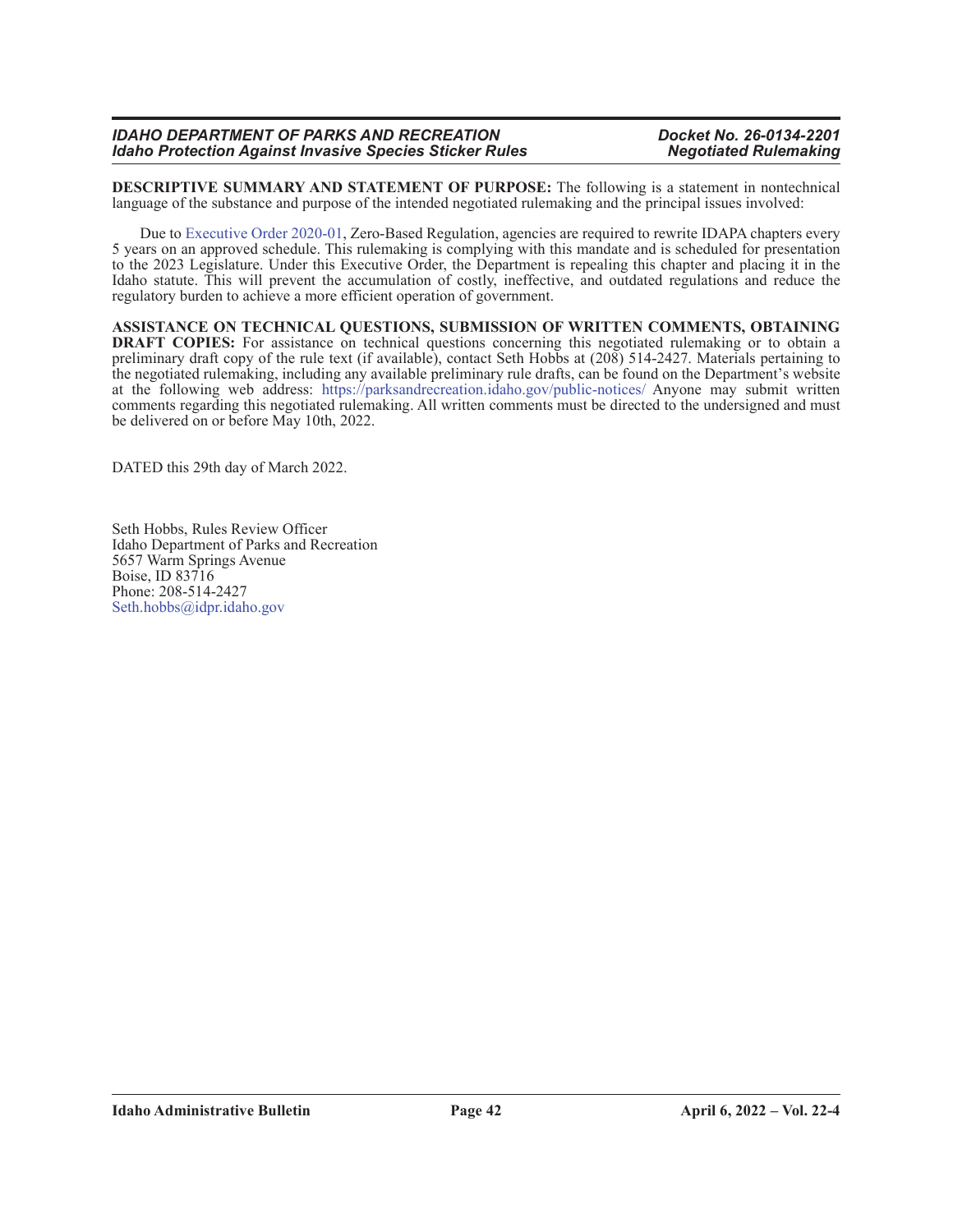**DESCRIPTIVE SUMMARY AND STATEMENT OF PURPOSE:** The following is a statement in nontechnical language of the substance and purpose of the intended negotiated rulemaking and the principal issues involved:

Due to Executive Order 2020-01, Zero-Based Regulation, agencies are required to rewrite IDAPA chapters every 5 years on an approved schedule. This rulemaking is complying with this mandate and is scheduled for presentation to the 2023 Legislature. Under this Executive Order, the Department is repealing this chapter and placing it in the Idaho statute. This will prevent the accumulation of costly, ineffective, and outdated regulations and reduce the regulatory burden to achieve a more efficient operation of government.

**ASSISTANCE ON TECHNICAL QUESTIONS, SUBMISSION OF WRITTEN COMMENTS, OBTAINING DRAFT COPIES:** For assistance on technical questions concerning this negotiated rulemaking or to obtain a preliminary draft copy of the rule text (if available), contact Seth Hobbs at (208) 514-2427. Materials pertaining to the negotiated rulemaking, including any available preliminary rule drafts, can be found on the Department's website at the following web address: https://parksandrecreation.idaho.gov/public-notices/ Anyone may submit written comments regarding this negotiated rulemaking. All written comments must be directed to the undersigned and must be delivered on or before May 10th, 2022.

DATED this 29th day of March 2022.

Seth Hobbs, Rules Review Officer
Idaho Department of Parks and Recreation
5657 Warm Springs Avenue
Boise, ID 83716
Phone: 208-514-2427
Seth.hobbs@idpr.idaho.gov